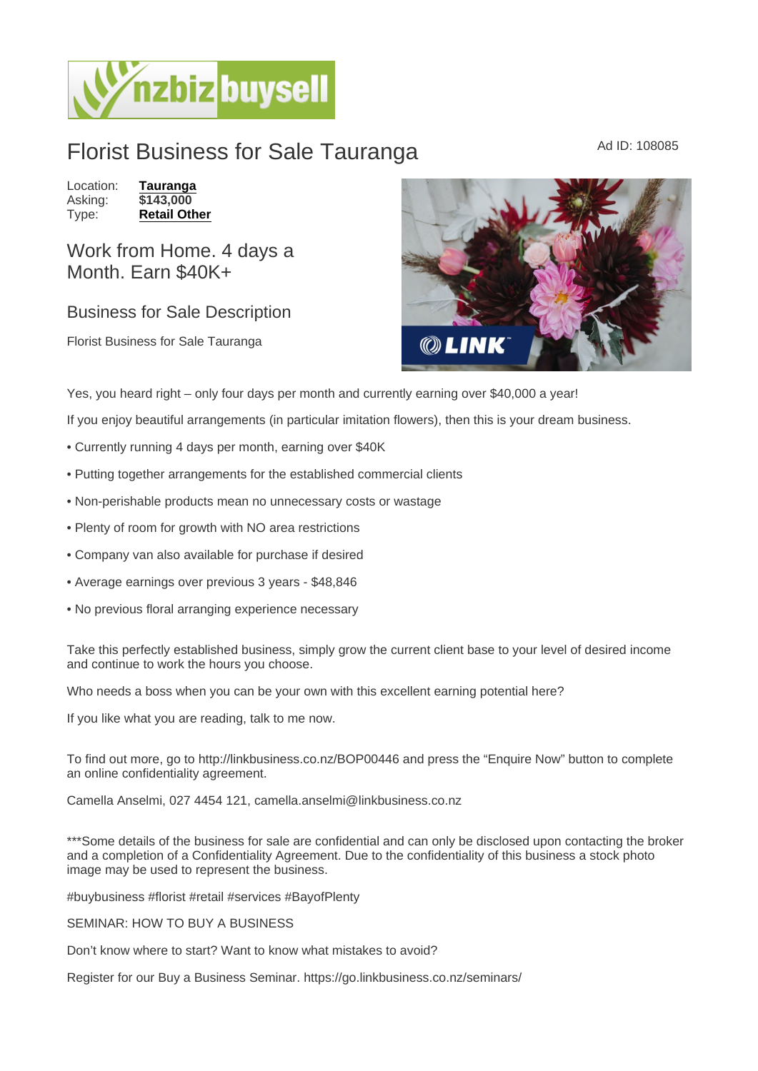# Florist Business for Sale Tauranga

Ad ID: 108085

Location: **Tauranga**
Asking: **$143,000**
Type: **Retail Other**

## Work from Home. 4 days a Month. Earn $40K+

### Business for Sale Description

Florist Business for Sale Tauranga

Yes, you heard right – only four days per month and currently earning over $40,000 a year!

If you enjoy beautiful arrangements (in particular imitation flowers), then this is your dream business.

- Currently running 4 days per month, earning over $40K
- Putting together arrangements for the established commercial clients
- Non-perishable products mean no unnecessary costs or wastage
- Plenty of room for growth with NO area restrictions
- Company van also available for purchase if desired
- Average earnings over previous 3 years - $48,846
- No previous floral arranging experience necessary

Take this perfectly established business, simply grow the current client base to your level of desired income and continue to work the hours you choose.

Who needs a boss when you can be your own with this excellent earning potential here?

If you like what you are reading, talk to me now.

To find out more, go to http://linkbusiness.co.nz/BOP00446 and press the "Enquire Now" button to complete an online confidentiality agreement.

Camella Anselmi, 027 4454 121, camella.anselmi@linkbusiness.co.nz

***Some details of the business for sale are confidential and can only be disclosed upon contacting the broker and a completion of a Confidentiality Agreement. Due to the confidentiality of this business a stock photo image may be used to represent the business.

#buybusiness #florist #retail #services #BayofPlenty

SEMINAR: HOW TO BUY A BUSINESS

Don't know where to start? Want to know what mistakes to avoid?

Register for our Buy a Business Seminar. https://go.linkbusiness.co.nz/seminars/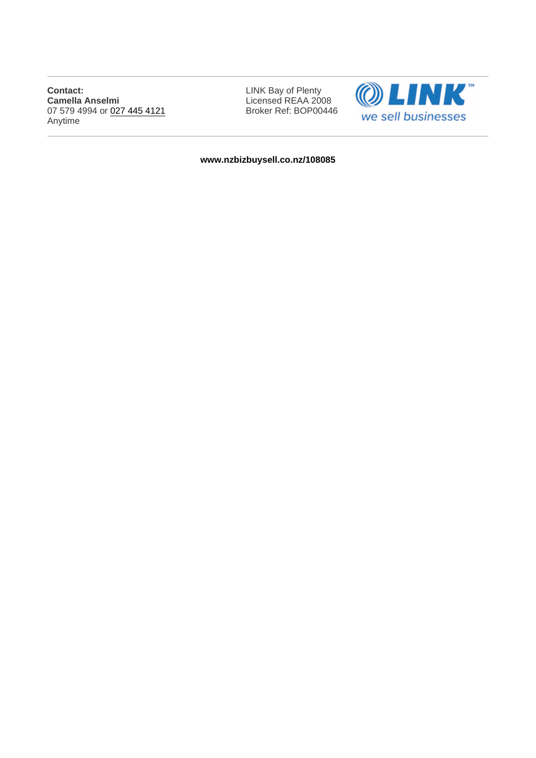**Contact:**
**Camella Anselmi**
07 579 4994 or 027 445 4121
Anytime

LINK Bay of Plenty
Licensed REAA 2008
Broker Ref: BOP00446

LINK™
we sell businesses

**www.nzbizbuysell.co.nz/108085**